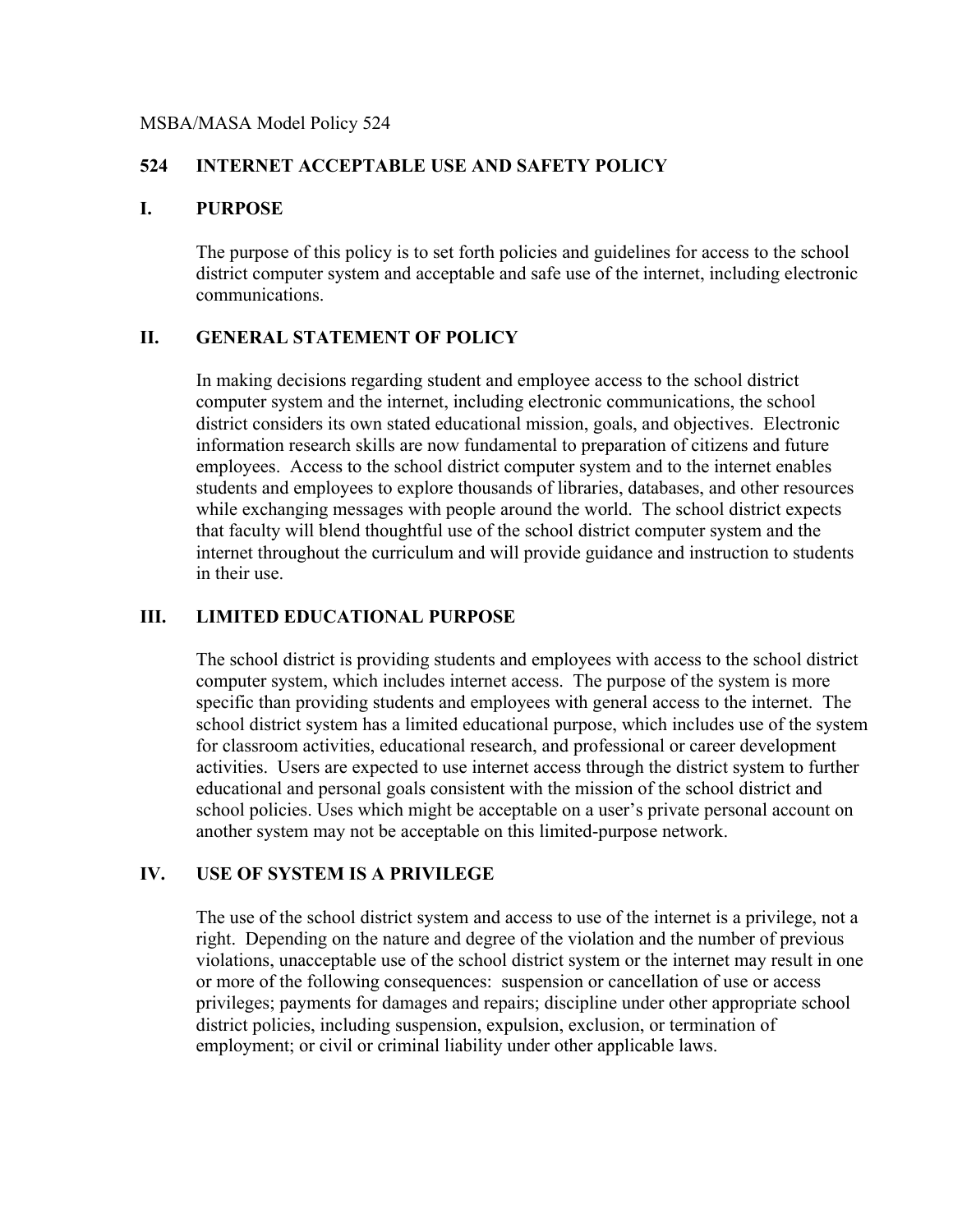MSBA/MASA Model Policy 524

# 524 INTERNET ACCEPTABLE USE AND SAFETY POLICY

## I. PURPOSE

The purpose of this policy is to set forth policies and guidelines for access to the school district computer system and acceptable and safe use of the internet, including electronic communications.

## II. GENERAL STATEMENT OF POLICY

In making decisions regarding student and employee access to the school district computer system and the internet, including electronic communications, the school district considers its own stated educational mission, goals, and objectives. Electronic information research skills are now fundamental to preparation of citizens and future employees. Access to the school district computer system and to the internet enables students and employees to explore thousands of libraries, databases, and other resources while exchanging messages with people around the world. The school district expects that faculty will blend thoughtful use of the school district computer system and the internet throughout the curriculum and will provide guidance and instruction to students in their use.

## III. LIMITED EDUCATIONAL PURPOSE

The school district is providing students and employees with access to the school district computer system, which includes internet access. The purpose of the system is more specific than providing students and employees with general access to the internet. The school district system has a limited educational purpose, which includes use of the system for classroom activities, educational research, and professional or career development activities. Users are expected to use internet access through the district system to further educational and personal goals consistent with the mission of the school district and school policies. Uses which might be acceptable on a user's private personal account on another system may not be acceptable on this limited-purpose network.

## IV. USE OF SYSTEM IS A PRIVILEGE

The use of the school district system and access to use of the internet is a privilege, not a right. Depending on the nature and degree of the violation and the number of previous violations, unacceptable use of the school district system or the internet may result in one or more of the following consequences: suspension or cancellation of use or access privileges; payments for damages and repairs; discipline under other appropriate school district policies, including suspension, expulsion, exclusion, or termination of employment; or civil or criminal liability under other applicable laws.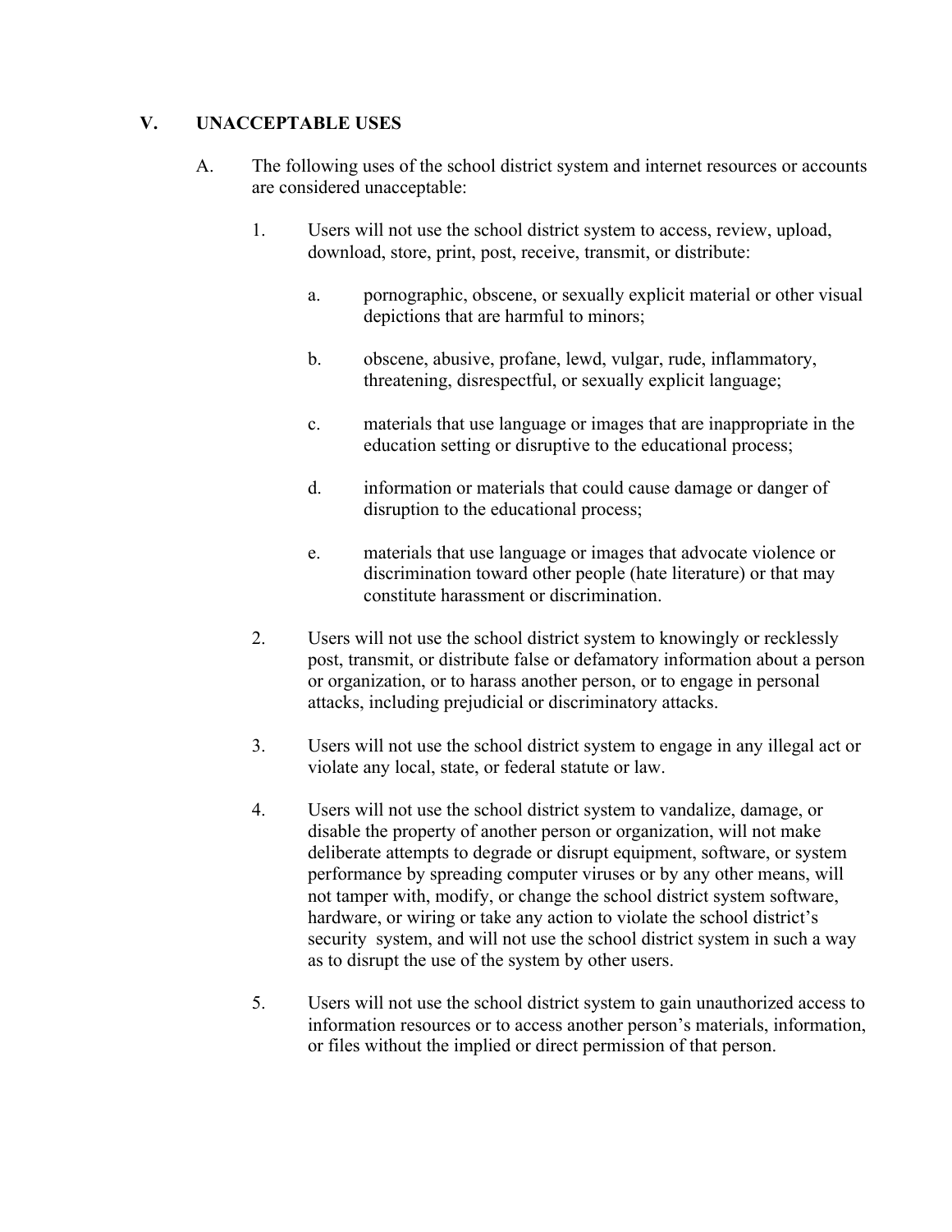## V. UNACCEPTABLE USES

A. The following uses of the school district system and internet resources or accounts are considered unacceptable:

1. Users will not use the school district system to access, review, upload, download, store, print, post, receive, transmit, or distribute:

    a. pornographic, obscene, or sexually explicit material or other visual depictions that are harmful to minors;

    b. obscene, abusive, profane, lewd, vulgar, rude, inflammatory, threatening, disrespectful, or sexually explicit language;

    c. materials that use language or images that are inappropriate in the education setting or disruptive to the educational process;

    d. information or materials that could cause damage or danger of disruption to the educational process;

    e. materials that use language or images that advocate violence or discrimination toward other people (hate literature) or that may constitute harassment or discrimination.

2. Users will not use the school district system to knowingly or recklessly post, transmit, or distribute false or defamatory information about a person or organization, or to harass another person, or to engage in personal attacks, including prejudicial or discriminatory attacks.

3. Users will not use the school district system to engage in any illegal act or violate any local, state, or federal statute or law.

4. Users will not use the school district system to vandalize, damage, or disable the property of another person or organization, will not make deliberate attempts to degrade or disrupt equipment, software, or system performance by spreading computer viruses or by any other means, will not tamper with, modify, or change the school district system software, hardware, or wiring or take any action to violate the school district's security system, and will not use the school district system in such a way as to disrupt the use of the system by other users.

5. Users will not use the school district system to gain unauthorized access to information resources or to access another person's materials, information, or files without the implied or direct permission of that person.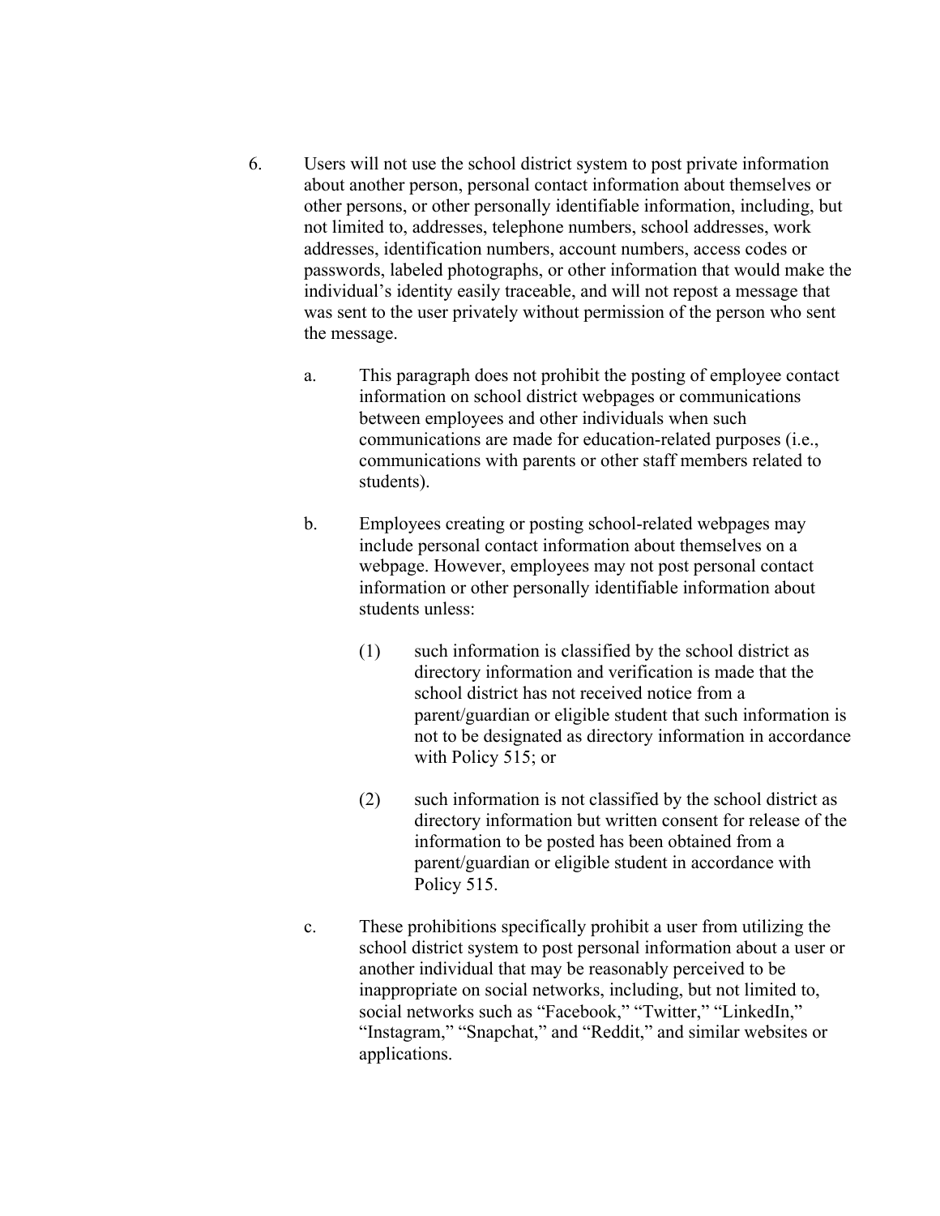6. Users will not use the school district system to post private information about another person, personal contact information about themselves or other persons, or other personally identifiable information, including, but not limited to, addresses, telephone numbers, school addresses, work addresses, identification numbers, account numbers, access codes or passwords, labeled photographs, or other information that would make the individual's identity easily traceable, and will not repost a message that was sent to the user privately without permission of the person who sent the message.

   a. This paragraph does not prohibit the posting of employee contact information on school district webpages or communications between employees and other individuals when such communications are made for education-related purposes (i.e., communications with parents or other staff members related to students).

   b. Employees creating or posting school-related webpages may include personal contact information about themselves on a webpage. However, employees may not post personal contact information or other personally identifiable information about students unless:

      (1) such information is classified by the school district as directory information and verification is made that the school district has not received notice from a parent/guardian or eligible student that such information is not to be designated as directory information in accordance with Policy 515; or

      (2) such information is not classified by the school district as directory information but written consent for release of the information to be posted has been obtained from a parent/guardian or eligible student in accordance with Policy 515.

   c. These prohibitions specifically prohibit a user from utilizing the school district system to post personal information about a user or another individual that may be reasonably perceived to be inappropriate on social networks, including, but not limited to, social networks such as "Facebook," "Twitter," "LinkedIn," "Instagram," "Snapchat," and "Reddit," and similar websites or applications.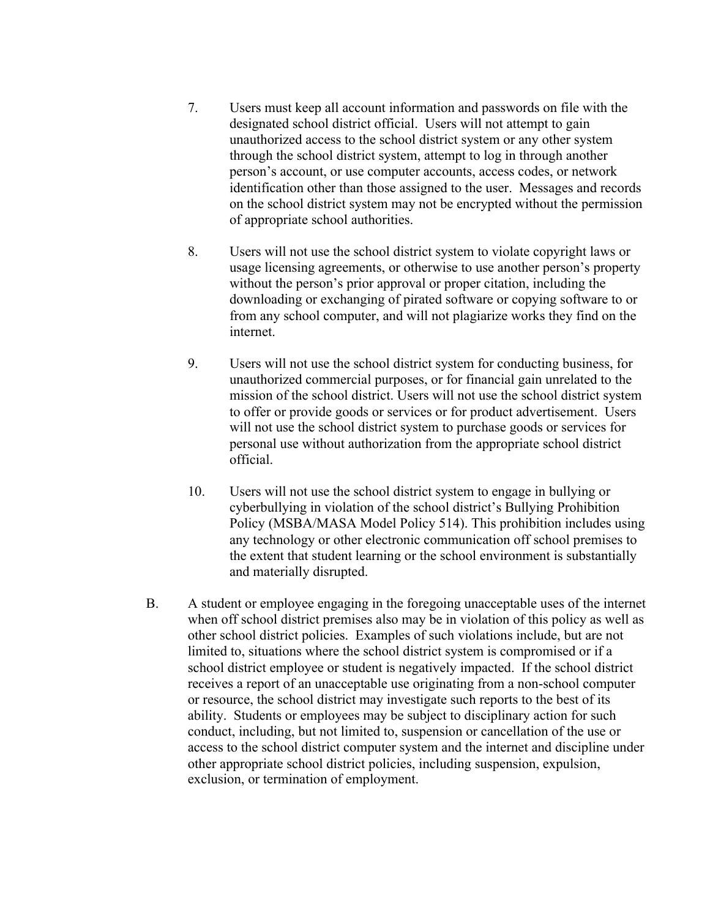7. Users must keep all account information and passwords on file with the designated school district official. Users will not attempt to gain unauthorized access to the school district system or any other system through the school district system, attempt to log in through another person's account, or use computer accounts, access codes, or network identification other than those assigned to the user. Messages and records on the school district system may not be encrypted without the permission of appropriate school authorities.

8. Users will not use the school district system to violate copyright laws or usage licensing agreements, or otherwise to use another person's property without the person's prior approval or proper citation, including the downloading or exchanging of pirated software or copying software to or from any school computer, and will not plagiarize works they find on the internet.

9. Users will not use the school district system for conducting business, for unauthorized commercial purposes, or for financial gain unrelated to the mission of the school district. Users will not use the school district system to offer or provide goods or services or for product advertisement. Users will not use the school district system to purchase goods or services for personal use without authorization from the appropriate school district official.

10. Users will not use the school district system to engage in bullying or cyberbullying in violation of the school district's Bullying Prohibition Policy (MSBA/MASA Model Policy 514). This prohibition includes using any technology or other electronic communication off school premises to the extent that student learning or the school environment is substantially and materially disrupted.

B. A student or employee engaging in the foregoing unacceptable uses of the internet when off school district premises also may be in violation of this policy as well as other school district policies. Examples of such violations include, but are not limited to, situations where the school district system is compromised or if a school district employee or student is negatively impacted. If the school district receives a report of an unacceptable use originating from a non-school computer or resource, the school district may investigate such reports to the best of its ability. Students or employees may be subject to disciplinary action for such conduct, including, but not limited to, suspension or cancellation of the use or access to the school district computer system and the internet and discipline under other appropriate school district policies, including suspension, expulsion, exclusion, or termination of employment.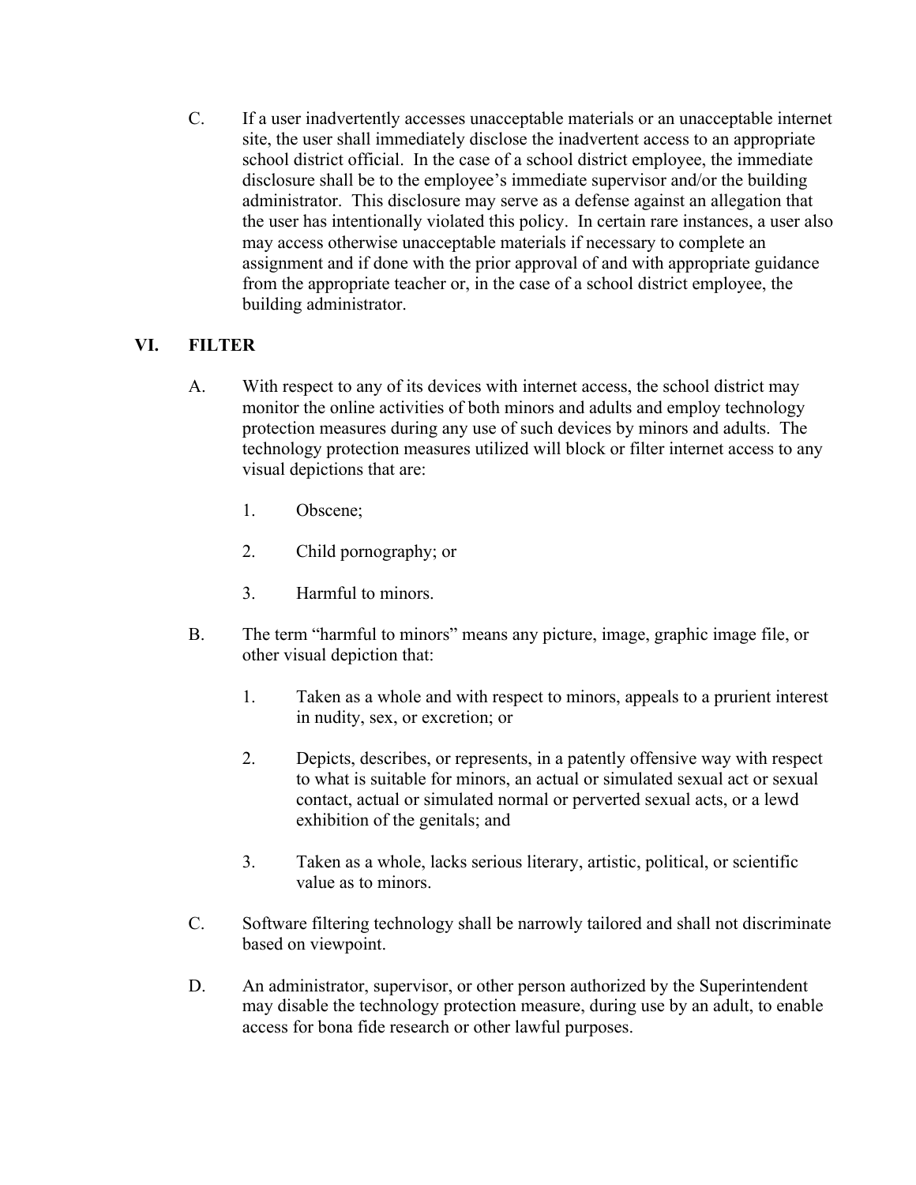C. If a user inadvertently accesses unacceptable materials or an unacceptable internet site, the user shall immediately disclose the inadvertent access to an appropriate school district official. In the case of a school district employee, the immediate disclosure shall be to the employee's immediate supervisor and/or the building administrator. This disclosure may serve as a defense against an allegation that the user has intentionally violated this policy. In certain rare instances, a user also may access otherwise unacceptable materials if necessary to complete an assignment and if done with the prior approval of and with appropriate guidance from the appropriate teacher or, in the case of a school district employee, the building administrator.

## VI. FILTER

A. With respect to any of its devices with internet access, the school district may monitor the online activities of both minors and adults and employ technology protection measures during any use of such devices by minors and adults. The technology protection measures utilized will block or filter internet access to any visual depictions that are:

1. Obscene;

2. Child pornography; or

3. Harmful to minors.

B. The term "harmful to minors" means any picture, image, graphic image file, or other visual depiction that:

1. Taken as a whole and with respect to minors, appeals to a prurient interest in nudity, sex, or excretion; or

2. Depicts, describes, or represents, in a patently offensive way with respect to what is suitable for minors, an actual or simulated sexual act or sexual contact, actual or simulated normal or perverted sexual acts, or a lewd exhibition of the genitals; and

3. Taken as a whole, lacks serious literary, artistic, political, or scientific value as to minors.

C. Software filtering technology shall be narrowly tailored and shall not discriminate based on viewpoint.

D. An administrator, supervisor, or other person authorized by the Superintendent may disable the technology protection measure, during use by an adult, to enable access for bona fide research or other lawful purposes.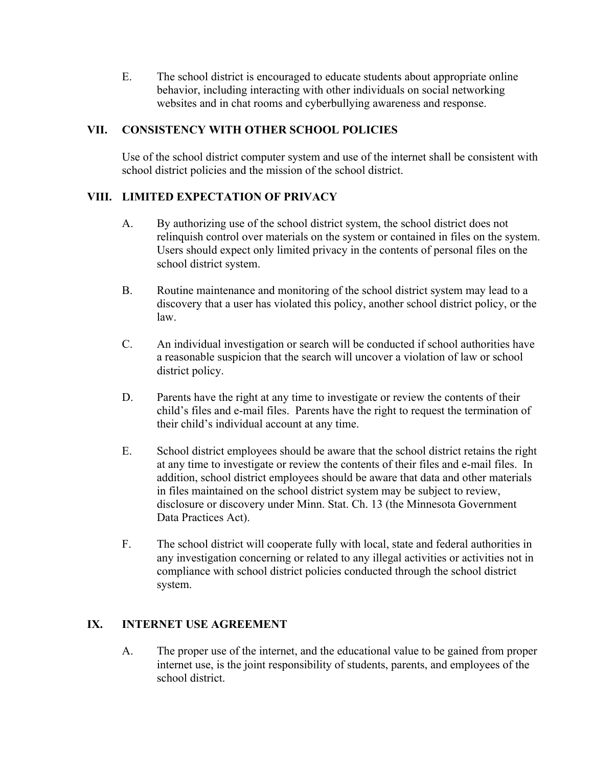E. The school district is encouraged to educate students about appropriate online behavior, including interacting with other individuals on social networking websites and in chat rooms and cyberbullying awareness and response.

## VII. CONSISTENCY WITH OTHER SCHOOL POLICIES

Use of the school district computer system and use of the internet shall be consistent with school district policies and the mission of the school district.

## VIII. LIMITED EXPECTATION OF PRIVACY

A. By authorizing use of the school district system, the school district does not relinquish control over materials on the system or contained in files on the system. Users should expect only limited privacy in the contents of personal files on the school district system.

B. Routine maintenance and monitoring of the school district system may lead to a discovery that a user has violated this policy, another school district policy, or the law.

C. An individual investigation or search will be conducted if school authorities have a reasonable suspicion that the search will uncover a violation of law or school district policy.

D. Parents have the right at any time to investigate or review the contents of their child's files and e-mail files. Parents have the right to request the termination of their child's individual account at any time.

E. School district employees should be aware that the school district retains the right at any time to investigate or review the contents of their files and e-mail files. In addition, school district employees should be aware that data and other materials in files maintained on the school district system may be subject to review, disclosure or discovery under Minn. Stat. Ch. 13 (the Minnesota Government Data Practices Act).

F. The school district will cooperate fully with local, state and federal authorities in any investigation concerning or related to any illegal activities or activities not in compliance with school district policies conducted through the school district system.

## IX. INTERNET USE AGREEMENT

A. The proper use of the internet, and the educational value to be gained from proper internet use, is the joint responsibility of students, parents, and employees of the school district.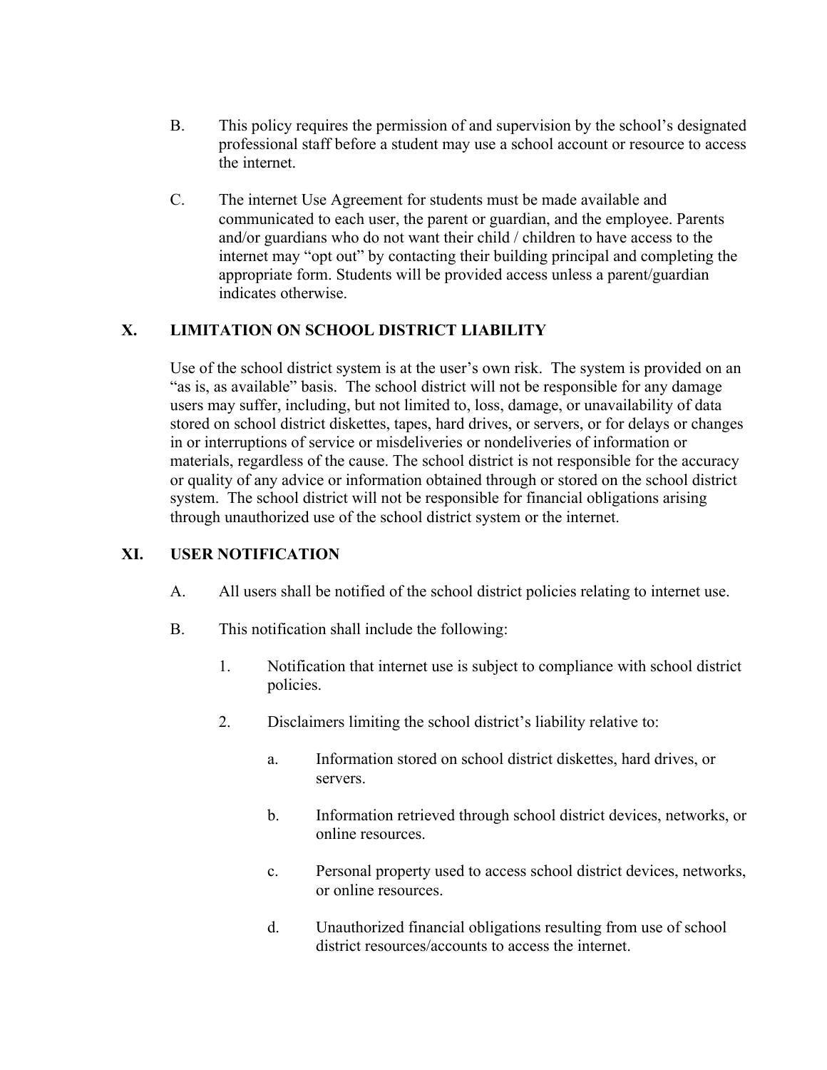B. This policy requires the permission of and supervision by the school's designated professional staff before a student may use a school account or resource to access the internet.

C. The internet Use Agreement for students must be made available and communicated to each user, the parent or guardian, and the employee. Parents and/or guardians who do not want their child / children to have access to the internet may "opt out" by contacting their building principal and completing the appropriate form. Students will be provided access unless a parent/guardian indicates otherwise.

## X. LIMITATION ON SCHOOL DISTRICT LIABILITY

Use of the school district system is at the user's own risk. The system is provided on an "as is, as available" basis. The school district will not be responsible for any damage users may suffer, including, but not limited to, loss, damage, or unavailability of data stored on school district diskettes, tapes, hard drives, or servers, or for delays or changes in or interruptions of service or misdeliveries or nondeliveries of information or materials, regardless of the cause. The school district is not responsible for the accuracy or quality of any advice or information obtained through or stored on the school district system. The school district will not be responsible for financial obligations arising through unauthorized use of the school district system or the internet.

## XI. USER NOTIFICATION

A. All users shall be notified of the school district policies relating to internet use.

B. This notification shall include the following:

1. Notification that internet use is subject to compliance with school district policies.

2. Disclaimers limiting the school district's liability relative to:

   a. Information stored on school district diskettes, hard drives, or servers.

   b. Information retrieved through school district devices, networks, or online resources.

   c. Personal property used to access school district devices, networks, or online resources.

   d. Unauthorized financial obligations resulting from use of school district resources/accounts to access the internet.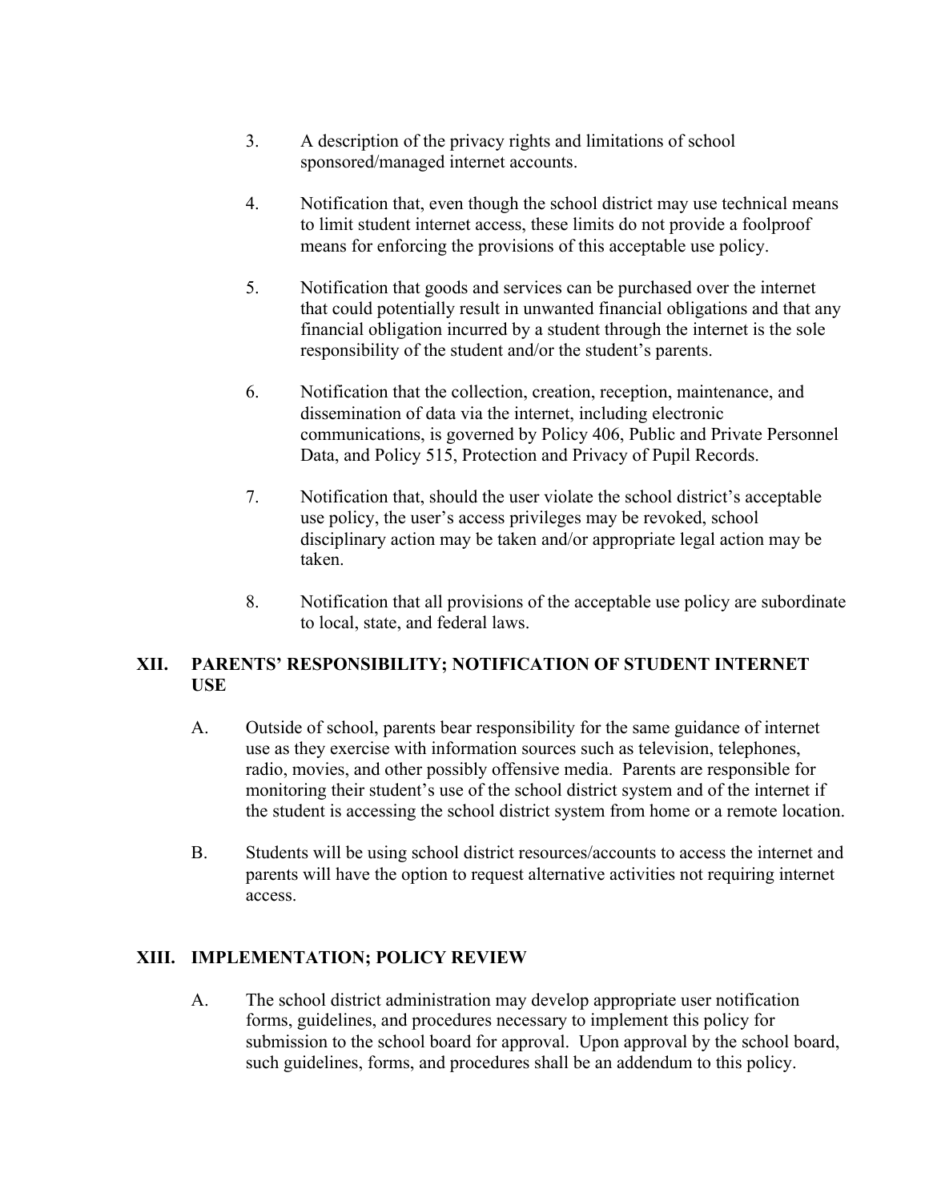3. A description of the privacy rights and limitations of school sponsored/managed internet accounts.

4. Notification that, even though the school district may use technical means to limit student internet access, these limits do not provide a foolproof means for enforcing the provisions of this acceptable use policy.

5. Notification that goods and services can be purchased over the internet that could potentially result in unwanted financial obligations and that any financial obligation incurred by a student through the internet is the sole responsibility of the student and/or the student's parents.

6. Notification that the collection, creation, reception, maintenance, and dissemination of data via the internet, including electronic communications, is governed by Policy 406, Public and Private Personnel Data, and Policy 515, Protection and Privacy of Pupil Records.

7. Notification that, should the user violate the school district's acceptable use policy, the user's access privileges may be revoked, school disciplinary action may be taken and/or appropriate legal action may be taken.

8. Notification that all provisions of the acceptable use policy are subordinate to local, state, and federal laws.

## XII. PARENTS' RESPONSIBILITY; NOTIFICATION OF STUDENT INTERNET USE

A. Outside of school, parents bear responsibility for the same guidance of internet use as they exercise with information sources such as television, telephones, radio, movies, and other possibly offensive media. Parents are responsible for monitoring their student's use of the school district system and of the internet if the student is accessing the school district system from home or a remote location.

B. Students will be using school district resources/accounts to access the internet and parents will have the option to request alternative activities not requiring internet access.

## XIII. IMPLEMENTATION; POLICY REVIEW

A. The school district administration may develop appropriate user notification forms, guidelines, and procedures necessary to implement this policy for submission to the school board for approval. Upon approval by the school board, such guidelines, forms, and procedures shall be an addendum to this policy.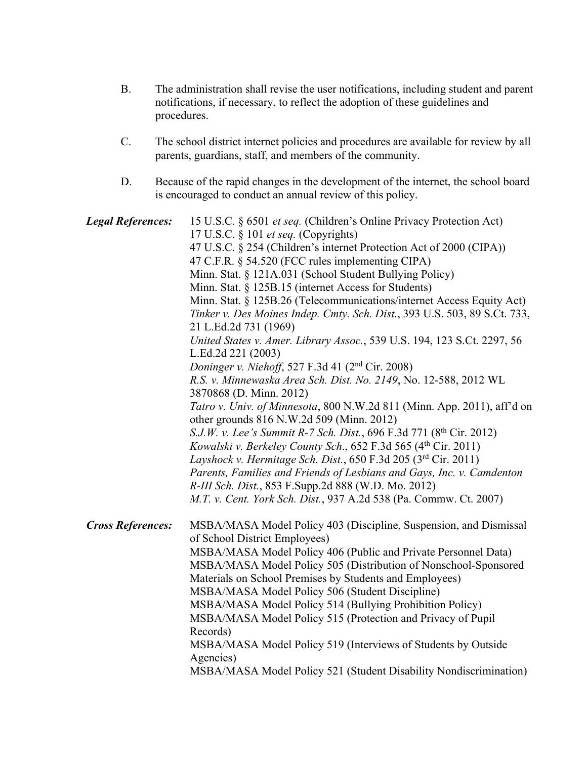B. The administration shall revise the user notifications, including student and parent notifications, if necessary, to reflect the adoption of these guidelines and procedures.

C. The school district internet policies and procedures are available for review by all parents, guardians, staff, and members of the community.

D. Because of the rapid changes in the development of the internet, the school board is encouraged to conduct an annual review of this policy.

***Legal References:***

15 U.S.C. § 6501 *et seq.* (Children's Online Privacy Protection Act)
17 U.S.C. § 101 *et seq.* (Copyrights)
47 U.S.C. § 254 (Children's internet Protection Act of 2000 (CIPA))
47 C.F.R. § 54.520 (FCC rules implementing CIPA)
Minn. Stat. § 121A.031 (School Student Bullying Policy)
Minn. Stat. § 125B.15 (internet Access for Students)
Minn. Stat. § 125B.26 (Telecommunications/internet Access Equity Act)
*Tinker v. Des Moines Indep. Cmty. Sch. Dist.*, 393 U.S. 503, 89 S.Ct. 733, 21 L.Ed.2d 731 (1969)
*United States v. Amer. Library Assoc.*, 539 U.S. 194, 123 S.Ct. 2297, 56 L.Ed.2d 221 (2003)
*Doninger v. Niehoff*, 527 F.3d 41 (2nd Cir. 2008)
*R.S. v. Minnewaska Area Sch. Dist. No. 2149*, No. 12-588, 2012 WL 3870868 (D. Minn. 2012)
*Tatro v. Univ. of Minnesota*, 800 N.W.2d 811 (Minn. App. 2011), aff'd on other grounds 816 N.W.2d 509 (Minn. 2012)
*S.J.W. v. Lee's Summit R-7 Sch. Dist.*, 696 F.3d 771 (8th Cir. 2012)
*Kowalski v. Berkeley County Sch*., 652 F.3d 565 (4th Cir. 2011)
*Layshock v. Hermitage Sch. Dist.*, 650 F.3d 205 (3rd Cir. 2011)
*Parents, Families and Friends of Lesbians and Gays, Inc. v. Camdenton R-III Sch. Dist.*, 853 F.Supp.2d 888 (W.D. Mo. 2012)
*M.T. v. Cent. York Sch. Dist.*, 937 A.2d 538 (Pa. Commw. Ct. 2007)

***Cross References:***

MSBA/MASA Model Policy 403 (Discipline, Suspension, and Dismissal of School District Employees)
MSBA/MASA Model Policy 406 (Public and Private Personnel Data)
MSBA/MASA Model Policy 505 (Distribution of Nonschool-Sponsored Materials on School Premises by Students and Employees)
MSBA/MASA Model Policy 506 (Student Discipline)
MSBA/MASA Model Policy 514 (Bullying Prohibition Policy)
MSBA/MASA Model Policy 515 (Protection and Privacy of Pupil Records)
MSBA/MASA Model Policy 519 (Interviews of Students by Outside Agencies)
MSBA/MASA Model Policy 521 (Student Disability Nondiscrimination)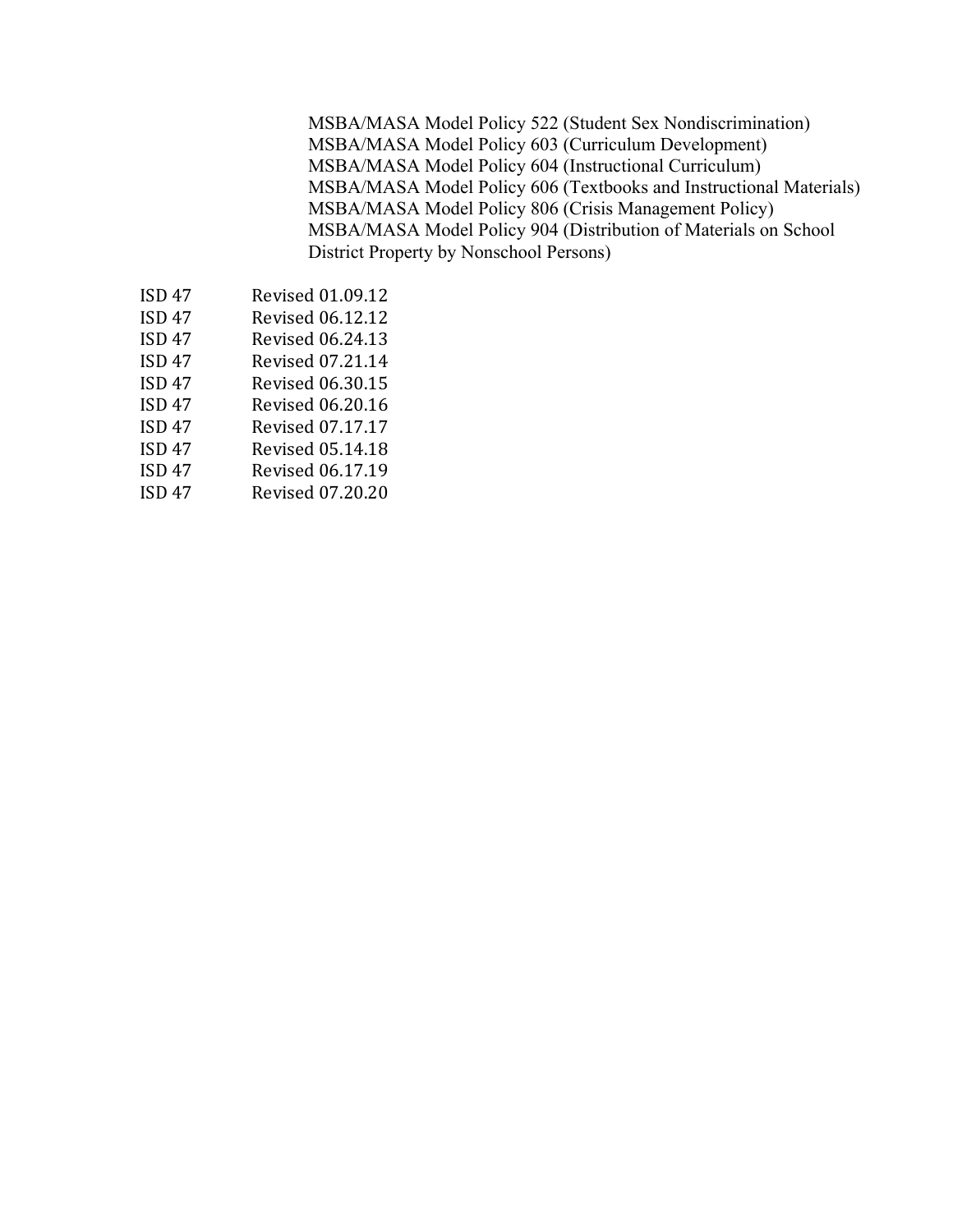MSBA/MASA Model Policy 522 (Student Sex Nondiscrimination)
MSBA/MASA Model Policy 603 (Curriculum Development)
MSBA/MASA Model Policy 604 (Instructional Curriculum)
MSBA/MASA Model Policy 606 (Textbooks and Instructional Materials)
MSBA/MASA Model Policy 806 (Crisis Management Policy)
MSBA/MASA Model Policy 904 (Distribution of Materials on School District Property by Nonschool Persons)

| | |
|---|---|
| ISD 47 | Revised 01.09.12 |
| ISD 47 | Revised 06.12.12 |
| ISD 47 | Revised 06.24.13 |
| ISD 47 | Revised 07.21.14 |
| ISD 47 | Revised 06.30.15 |
| ISD 47 | Revised 06.20.16 |
| ISD 47 | Revised 07.17.17 |
| ISD 47 | Revised 05.14.18 |
| ISD 47 | Revised 06.17.19 |
| ISD 47 | Revised 07.20.20 |